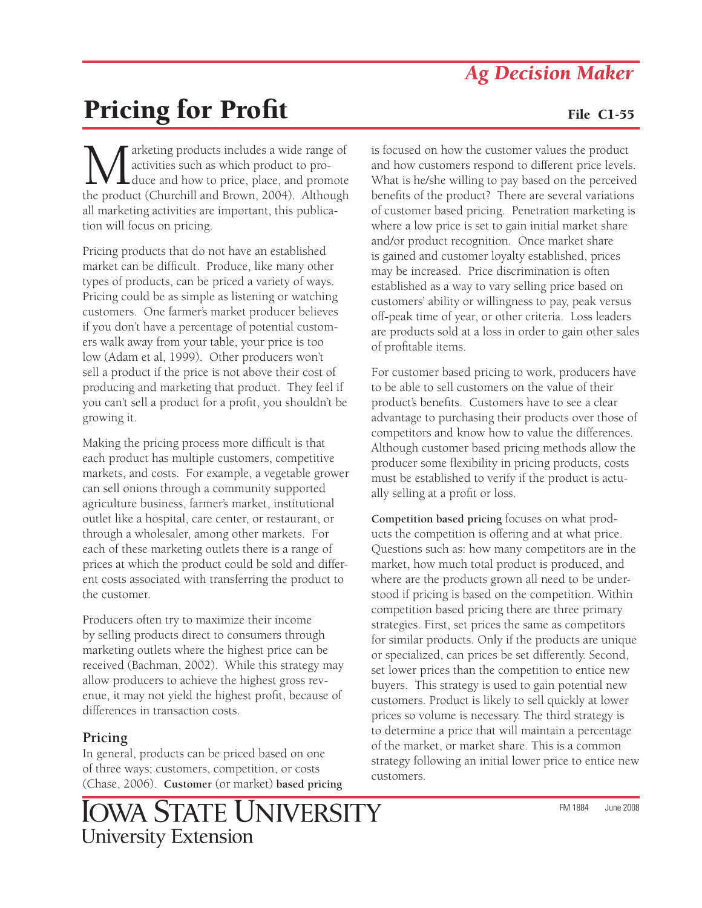# Pricing for Profit

Marketing products includes a wide range of activities such as which product to produce and how to price, place, and promote the product (Churchill and Brown, 2004). Although all marketing activities are important, this publication will focus on pricing.

Pricing products that do not have an established market can be difficult. Produce, like many other types of products, can be priced a variety of ways. Pricing could be as simple as listening or watching customers. One farmer's market producer believes if you don't have a percentage of potential customers walk away from your table, your price is too low (Adam et al, 1999). Other producers won't sell a product if the price is not above their cost of producing and marketing that product. They feel if you can't sell a product for a profit, you shouldn't be growing it.

Making the pricing process more difficult is that each product has multiple customers, competitive markets, and costs. For example, a vegetable grower can sell onions through a community supported agriculture business, farmer's market, institutional outlet like a hospital, care center, or restaurant, or through a wholesaler, among other markets. For each of these marketing outlets there is a range of prices at which the product could be sold and different costs associated with transferring the product to the customer.

Producers often try to maximize their income by selling products direct to consumers through marketing outlets where the highest price can be received (Bachman, 2002). While this strategy may allow producers to achieve the highest gross revenue, it may not yield the highest profit, because of differences in transaction costs.

## Pricing

In general, products can be priced based on one of three ways; customers, competition, or costs (Chase, 2006). **Customer** (or market) **based pricing** is focused on how the customer values the product and how customers respond to different price levels. What is he/she willing to pay based on the perceived benefits of the product? There are several variations of customer based pricing. Penetration marketing is where a low price is set to gain initial market share and/or product recognition. Once market share is gained and customer loyalty established, prices may be increased. Price discrimination is often established as a way to vary selling price based on customers' ability or willingness to pay, peak versus off-peak time of year, or other criteria. Loss leaders are products sold at a loss in order to gain other sales of profitable items.

For customer based pricing to work, producers have to be able to sell customers on the value of their product's benefits. Customers have to see a clear advantage to purchasing their products over those of competitors and know how to value the differences. Although customer based pricing methods allow the producer some flexibility in pricing products, costs must be established to verify if the product is actually selling at a profit or loss.

**Competition based pricing** focuses on what products the competition is offering and at what price. Questions such as: how many competitors are in the market, how much total product is produced, and where are the products grown all need to be understood if pricing is based on the competition. Within competition based pricing there are three primary strategies. First, set prices the same as competitors for similar products. Only if the products are unique or specialized, can prices be set differently. Second, set lower prices than the competition to entice new buyers. This strategy is used to gain potential new customers. Product is likely to sell quickly at lower prices so volume is necessary. The third strategy is to determine a price that will maintain a percentage of the market, or market share. This is a common strategy following an initial lower price to entice new customers.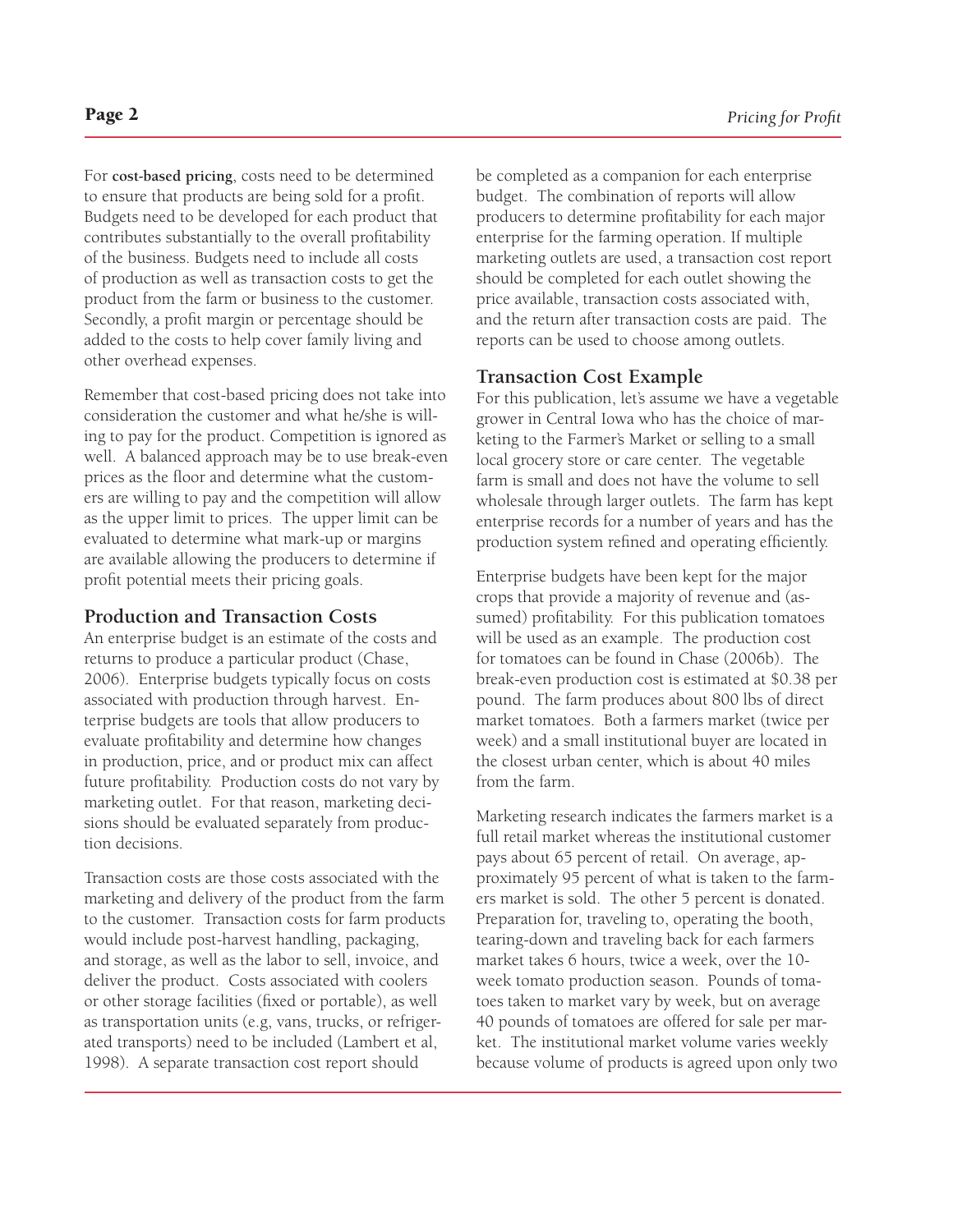For **cost-based pricing**, costs need to be determined to ensure that products are being sold for a profit. Budgets need to be developed for each product that contributes substantially to the overall profitability of the business. Budgets need to include all costs of production as well as transaction costs to get the product from the farm or business to the customer. Secondly, a profit margin or percentage should be added to the costs to help cover family living and other overhead expenses.

Remember that cost-based pricing does not take into consideration the customer and what he/she is willing to pay for the product. Competition is ignored as well. A balanced approach may be to use break-even prices as the floor and determine what the customers are willing to pay and the competition will allow as the upper limit to prices. The upper limit can be evaluated to determine what mark-up or margins are available allowing the producers to determine if profit potential meets their pricing goals.

## Production and Transaction Costs

An enterprise budget is an estimate of the costs and returns to produce a particular product (Chase, 2006). Enterprise budgets typically focus on costs associated with production through harvest. Enterprise budgets are tools that allow producers to evaluate profitability and determine how changes in production, price, and or product mix can affect future profitability. Production costs do not vary by marketing outlet. For that reason, marketing decisions should be evaluated separately from production decisions.

Transaction costs are those costs associated with the marketing and delivery of the product from the farm to the customer. Transaction costs for farm products would include post-harvest handling, packaging, and storage, as well as the labor to sell, invoice, and deliver the product. Costs associated with coolers or other storage facilities (fixed or portable), as well as transportation units (e.g, vans, trucks, or refrigerated transports) need to be included (Lambert et al, 1998). A separate transaction cost report should be completed as a companion for each enterprise budget. The combination of reports will allow producers to determine profitability for each major enterprise for the farming operation. If multiple marketing outlets are used, a transaction cost report should be completed for each outlet showing the price available, transaction costs associated with, and the return after transaction costs are paid. The reports can be used to choose among outlets.

## Transaction Cost Example

For this publication, let's assume we have a vegetable grower in Central Iowa who has the choice of marketing to the Farmer's Market or selling to a small local grocery store or care center. The vegetable farm is small and does not have the volume to sell wholesale through larger outlets. The farm has kept enterprise records for a number of years and has the production system refined and operating efficiently.

Enterprise budgets have been kept for the major crops that provide a majority of revenue and (assumed) profitability. For this publication tomatoes will be used as an example. The production cost for tomatoes can be found in Chase (2006b). The break-even production cost is estimated at $0.38 per pound. The farm produces about 800 lbs of direct market tomatoes. Both a farmers market (twice per week) and a small institutional buyer are located in the closest urban center, which is about 40 miles from the farm.

Marketing research indicates the farmers market is a full retail market whereas the institutional customer pays about 65 percent of retail. On average, approximately 95 percent of what is taken to the farmers market is sold. The other 5 percent is donated. Preparation for, traveling to, operating the booth, tearing-down and traveling back for each farmers market takes 6 hours, twice a week, over the 10-week tomato production season. Pounds of tomatoes taken to market vary by week, but on average 40 pounds of tomatoes are offered for sale per market. The institutional market volume varies weekly because volume of products is agreed upon only two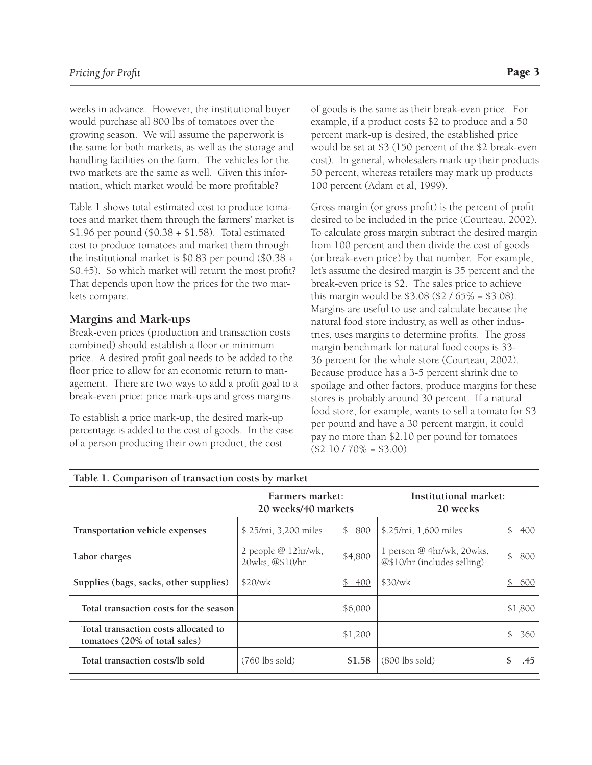weeks in advance. However, the institutional buyer would purchase all 800 lbs of tomatoes over the growing season. We will assume the paperwork is the same for both markets, as well as the storage and handling facilities on the farm. The vehicles for the two markets are the same as well. Given this information, which market would be more profitable?

Table 1 shows total estimated cost to produce tomatoes and market them through the farmers' market is $1.96 per pound ($0.38 + $1.58). Total estimated cost to produce tomatoes and market them through the institutional market is $0.83 per pound ($0.38 + $0.45). So which market will return the most profit? That depends upon how the prices for the two markets compare.

## Margins and Mark-ups

Break-even prices (production and transaction costs combined) should establish a floor or minimum price. A desired profit goal needs to be added to the floor price to allow for an economic return to management. There are two ways to add a profit goal to a break-even price: price mark-ups and gross margins.

To establish a price mark-up, the desired mark-up percentage is added to the cost of goods. In the case of a person producing their own product, the cost of goods is the same as their break-even price. For example, if a product costs $2 to produce and a 50 percent mark-up is desired, the established price would be set at $3 (150 percent of the $2 break-even cost). In general, wholesalers mark up their products 50 percent, whereas retailers may mark up products 100 percent (Adam et al, 1999).

Gross margin (or gross profit) is the percent of profit desired to be included in the price (Courteau, 2002). To calculate gross margin subtract the desired margin from 100 percent and then divide the cost of goods (or break-even price) by that number. For example, let's assume the desired margin is 35 percent and the break-even price is $2. The sales price to achieve this margin would be $3.08 ($2 / 65% = $3.08). Margins are useful to use and calculate because the natural food store industry, as well as other industries, uses margins to determine profits. The gross margin benchmark for natural food coops is 33-36 percent for the whole store (Courteau, 2002). Because produce has a 3-5 percent shrink due to spoilage and other factors, produce margins for these stores is probably around 30 percent. If a natural food store, for example, wants to sell a tomato for $3 per pound and have a 30 percent margin, it could pay no more than $2.10 per pound for tomatoes ($2.10 / 70% = $3.00).

**Table 1. Comparison of transaction costs by market**

| | Farmers market: 20 weeks/40 markets | | Institutional market: 20 weeks | |
|---|---|---|---|---|
| **Transportation vehicle expenses** | $.25/mi, 3,200 miles | $ 800 | $.25/mi, 1,600 miles | $ 400 |
| **Labor charges** | 2 people @ 12hr/wk, 20wks, @$10/hr | $4,800 | 1 person @ 4hr/wk, 20wks, @$10/hr (includes selling) | $ 800 |
| **Supplies (bags, sacks, other supplies)** | $20/wk | $ 400 | $30/wk | $ 600 |
| **Total transaction costs for the season** | | $6,000 | | $1,800 |
| **Total transaction costs allocated to tomatoes (20% of total sales)** | | $1,200 | | $ 360 |
| **Total transaction costs/lb sold** | (760 lbs sold) | **$1.58** | (800 lbs sold) | **$ .45** |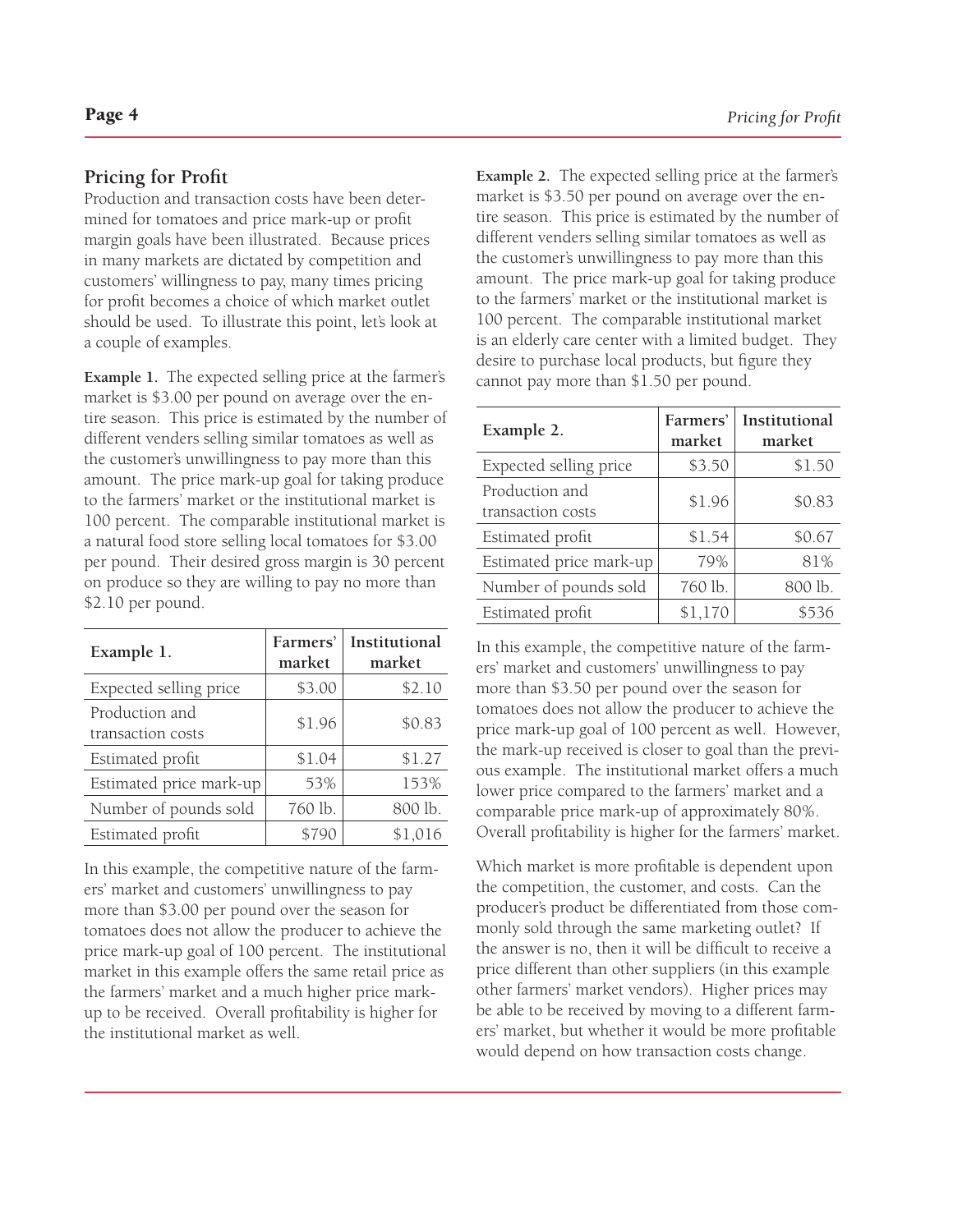## Pricing for Profit

Production and transaction costs have been determined for tomatoes and price mark-up or profit margin goals have been illustrated. Because prices in many markets are dictated by competition and customers' willingness to pay, many times pricing for profit becomes a choice of which market outlet should be used. To illustrate this point, let's look at a couple of examples.

**Example 1.** The expected selling price at the farmer's market is $3.00 per pound on average over the entire season. This price is estimated by the number of different venders selling similar tomatoes as well as the customer's unwillingness to pay more than this amount. The price mark-up goal for taking produce to the farmers' market or the institutional market is 100 percent. The comparable institutional market is a natural food store selling local tomatoes for $3.00 per pound. Their desired gross margin is 30 percent on produce so they are willing to pay no more than $2.10 per pound.

| Example 1. | Farmers' market | Institutional market |
|---|---|---|
| Expected selling price | $3.00 | $2.10 |
| Production and transaction costs | $1.96 | $0.83 |
| Estimated profit | $1.04 | $1.27 |
| Estimated price mark-up | 53% | 153% |
| Number of pounds sold | 760 lb. | 800 lb. |
| Estimated profit | $790 | $1,016 |

In this example, the competitive nature of the farmers' market and customers' unwillingness to pay more than $3.00 per pound over the season for tomatoes does not allow the producer to achieve the price mark-up goal of 100 percent. The institutional market in this example offers the same retail price as the farmers' market and a much higher price mark-up to be received. Overall profitability is higher for the institutional market as well.

**Example 2.** The expected selling price at the farmer's market is $3.50 per pound on average over the entire season. This price is estimated by the number of different venders selling similar tomatoes as well as the customer's unwillingness to pay more than this amount. The price mark-up goal for taking produce to the farmers' market or the institutional market is 100 percent. The comparable institutional market is an elderly care center with a limited budget. They desire to purchase local products, but figure they cannot pay more than $1.50 per pound.

| Example 2. | Farmers' market | Institutional market |
|---|---|---|
| Expected selling price | $3.50 | $1.50 |
| Production and transaction costs | $1.96 | $0.83 |
| Estimated profit | $1.54 | $0.67 |
| Estimated price mark-up | 79% | 81% |
| Number of pounds sold | 760 lb. | 800 lb. |
| Estimated profit | $1,170 | $536 |

In this example, the competitive nature of the farmers' market and customers' unwillingness to pay more than $3.50 per pound over the season for tomatoes does not allow the producer to achieve the price mark-up goal of 100 percent as well. However, the mark-up received is closer to goal than the previous example. The institutional market offers a much lower price compared to the farmers' market and a comparable price mark-up of approximately 80%. Overall profitability is higher for the farmers' market.

Which market is more profitable is dependent upon the competition, the customer, and costs. Can the producer's product be differentiated from those commonly sold through the same marketing outlet? If the answer is no, then it will be difficult to receive a price different than other suppliers (in this example other farmers' market vendors). Higher prices may be able to be received by moving to a different farmers' market, but whether it would be more profitable would depend on how transaction costs change.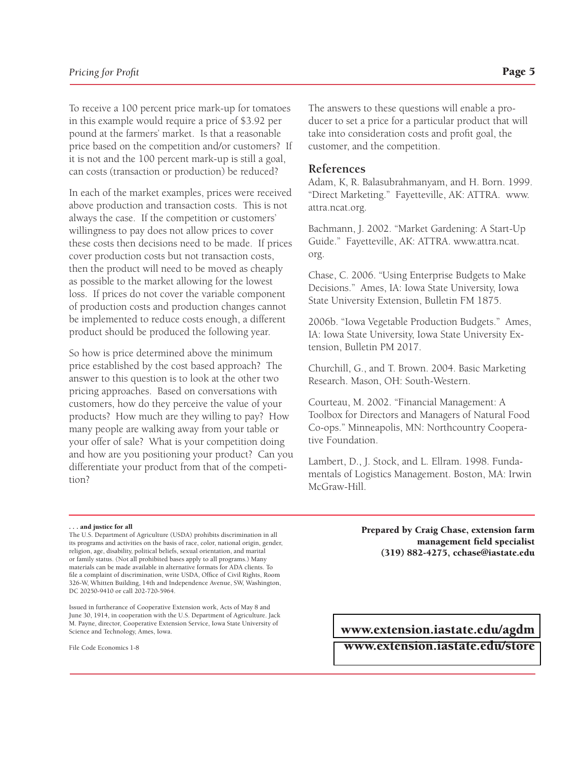To receive a 100 percent price mark-up for tomatoes in this example would require a price of $3.92 per pound at the farmers' market. Is that a reasonable price based on the competition and/or customers? If it is not and the 100 percent mark-up is still a goal, can costs (transaction or production) be reduced?

In each of the market examples, prices were received above production and transaction costs. This is not always the case. If the competition or customers' willingness to pay does not allow prices to cover these costs then decisions need to be made. If prices cover production costs but not transaction costs, then the product will need to be moved as cheaply as possible to the market allowing for the lowest loss. If prices do not cover the variable component of production costs and production changes cannot be implemented to reduce costs enough, a different product should be produced the following year.

So how is price determined above the minimum price established by the cost based approach? The answer to this question is to look at the other two pricing approaches. Based on conversations with customers, how do they perceive the value of your products? How much are they willing to pay? How many people are walking away from your table or your offer of sale? What is your competition doing and how are you positioning your product? Can you differentiate your product from that of the competition?

The answers to these questions will enable a producer to set a price for a particular product that will take into consideration costs and profit goal, the customer, and the competition.

## References

Adam, K, R. Balasubrahmanyam, and H. Born. 1999. "Direct Marketing." Fayetteville, AK: ATTRA. www.attra.ncat.org.

Bachmann, J. 2002. "Market Gardening: A Start-Up Guide." Fayetteville, AK: ATTRA. www.attra.ncat.org.

Chase, C. 2006. "Using Enterprise Budgets to Make Decisions." Ames, IA: Iowa State University, Iowa State University Extension, Bulletin FM 1875.

2006b. "Iowa Vegetable Production Budgets." Ames, IA: Iowa State University, Iowa State University Extension, Bulletin PM 2017.

Churchill, G., and T. Brown. 2004. Basic Marketing Research. Mason, OH: South-Western.

Courteau, M. 2002. "Financial Management: A Toolbox for Directors and Managers of Natural Food Co-ops." Minneapolis, MN: Northcountry Cooperative Foundation.

Lambert, D., J. Stock, and L. Ellram. 1998. Fundamentals of Logistics Management. Boston, MA: Irwin McGraw-Hill.

**. . . and justice for all**
The U.S. Department of Agriculture (USDA) prohibits discrimination in all its programs and activities on the basis of race, color, national origin, gender, religion, age, disability, political beliefs, sexual orientation, and marital or family status. (Not all prohibited bases apply to all programs.) Many materials can be made available in alternative formats for ADA clients. To file a complaint of discrimination, write USDA, Office of Civil Rights, Room 326-W, Whitten Building, 14th and Independence Avenue, SW, Washington, DC 20250-9410 or call 202-720-5964.

Issued in furtherance of Cooperative Extension work, Acts of May 8 and June 30, 1914, in cooperation with the U.S. Department of Agriculture. Jack M. Payne, director, Cooperative Extension Service, Iowa State University of Science and Technology, Ames, Iowa.

File Code Economics 1-8

**Prepared by Craig Chase, extension farm management field specialist (319) 882-4275, cchase@iastate.edu**

**www.extension.iastate.edu/agdm**
**www.extension.iastate.edu/store**